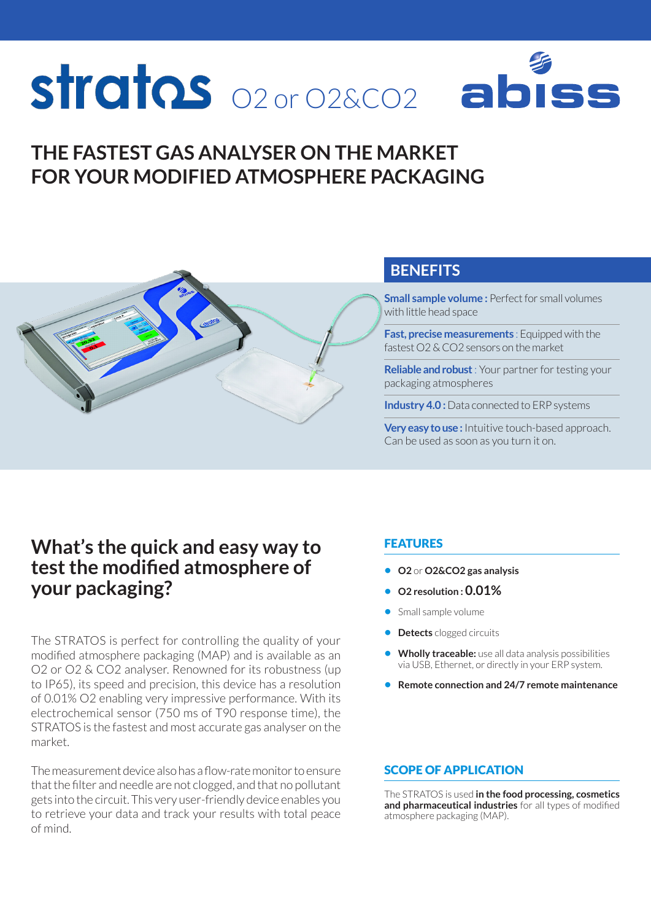# stratos O2 or O2&CO2

abiss

## THE FASTEST GAS ANALYSER ON THE MARKET FOR YOUR MODIFIED ATMOSPHERE PACKAGING

## BENEFITS

**Small sample volume :** Perfect for small volumes with little head space

**Fast, precise measurements** : Equipped with the fastest O2 & CO2 sensors on the market

**Reliable and robust** : Your partner for testing your packaging atmospheres

**Industry 4.0 :** Data connected to ERP systems

**Very easy to use :** Intuitive touch-based approach. Can be used as soon as you turn it on.

## What's the quick and easy way to test the modified atmosphere of your packaging?

The STRATOS is perfect for controlling the quality of your modified atmosphere packaging (MAP) and is available as an O2 or O2 & CO2 analyser. Renowned for its robustness (up to IP65), its speed and precision, this device has a resolution of 0.01% O2 enabling very impressive performance. With its electrochemical sensor (750 ms of T90 response time), the STRATOS is the fastest and most accurate gas analyser on the market.

The measurement device also has a flow-rate monitor to ensure that the filter and needle are not clogged, and that no pollutant gets into the circuit. This very user-friendly device enables you to retrieve your data and track your results with total peace of mind.

## FEATURES

- **O2** or **O2&CO2 gas analysis**
- **O2 resolution : 0.01%**
- Small sample volume
- **Detects** clogged circuits
- **Wholly traceable:** use all data analysis possibilities via USB, Ethernet, or directly in your ERP system.
- **Remote connection and 24/7 remote maintenance**

## SCOPE OF APPLICATION

The STRATOS is used **in the food processing, cosmetics and pharmaceutical industries** for all types of modified atmosphere packaging (MAP).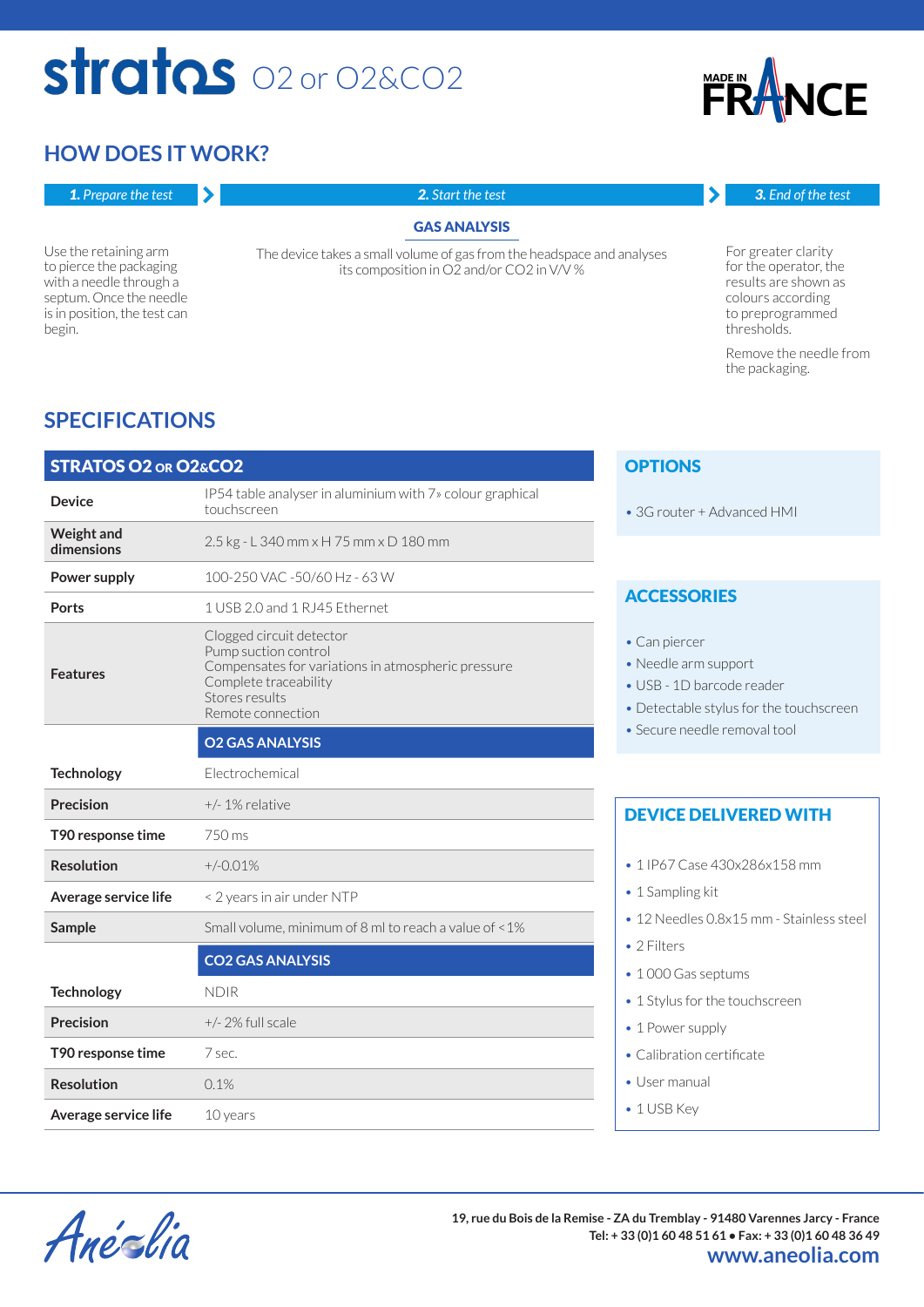# stratos O2 or O2&CO2

MADE IN FRANCE

## HOW DOES IT WORK?

**1.** *Prepare the test*

Use the retaining arm to pierce the packaging with a needle through a septum. Once the needle is in position, the test can begin.

**2.** *Start the test*

### GAS ANALYSIS

The device takes a small volume of gas from the headspace and analyses its composition in O2 and/or CO2 in V/V %

**3.** *End of the test*

For greater clarity for the operator, the results are shown as colours according to preprogrammed thresholds.

Remove the needle from the packaging.

## SPECIFICATIONS

| STRATOS O2 or O2&CO2 | |
|---|---|
| **Device** | IP54 table analyser in aluminium with 7» colour graphical touchscreen |
| **Weight and dimensions** | 2.5 kg - L 340 mm x H 75 mm x D 180 mm |
| **Power supply** | 100-250 VAC -50/60 Hz - 63 W |
| **Ports** | 1 USB 2.0 and 1 RJ45 Ethernet |
| **Features** | Clogged circuit detector<br>Pump suction control<br>Compensates for variations in atmospheric pressure<br>Complete traceability<br>Stores results<br>Remote connection |
| | **O2 GAS ANALYSIS** |
| **Technology** | Electrochemical |
| **Precision** | +/- 1% relative |
| **T90 response time** | 750 ms |
| **Resolution** | +/-0.01% |
| **Average service life** | < 2 years in air under NTP |
| **Sample** | Small volume, minimum of 8 ml to reach a value of <1% |
| | **CO2 GAS ANALYSIS** |
| **Technology** | NDIR |
| **Precision** | +/- 2% full scale |
| **T90 response time** | 7 sec. |
| **Resolution** | 0.1% |
| **Average service life** | 10 years |

### OPTIONS

- 3G router + Advanced HMI

### ACCESSORIES

- Can piercer
- Needle arm support
- USB - 1D barcode reader
- Detectable stylus for the touchscreen
- Secure needle removal tool

### DEVICE DELIVERED WITH

- 1 IP67 Case 430x286x158 mm
- 1 Sampling kit
- 12 Needles 0.8x15 mm - Stainless steel
- 2 Filters
- 1 000 Gas septums
- 1 Stylus for the touchscreen
- 1 Power supply
- Calibration certificate
- User manual
- 1 USB Key

Anéolia

19, rue du Bois de la Remise - ZA du Tremblay - 91480 Varennes Jarcy - France
Tel: + 33 (0)1 60 48 51 61 • Fax: + 33 (0)1 60 48 36 49
www.aneolia.com